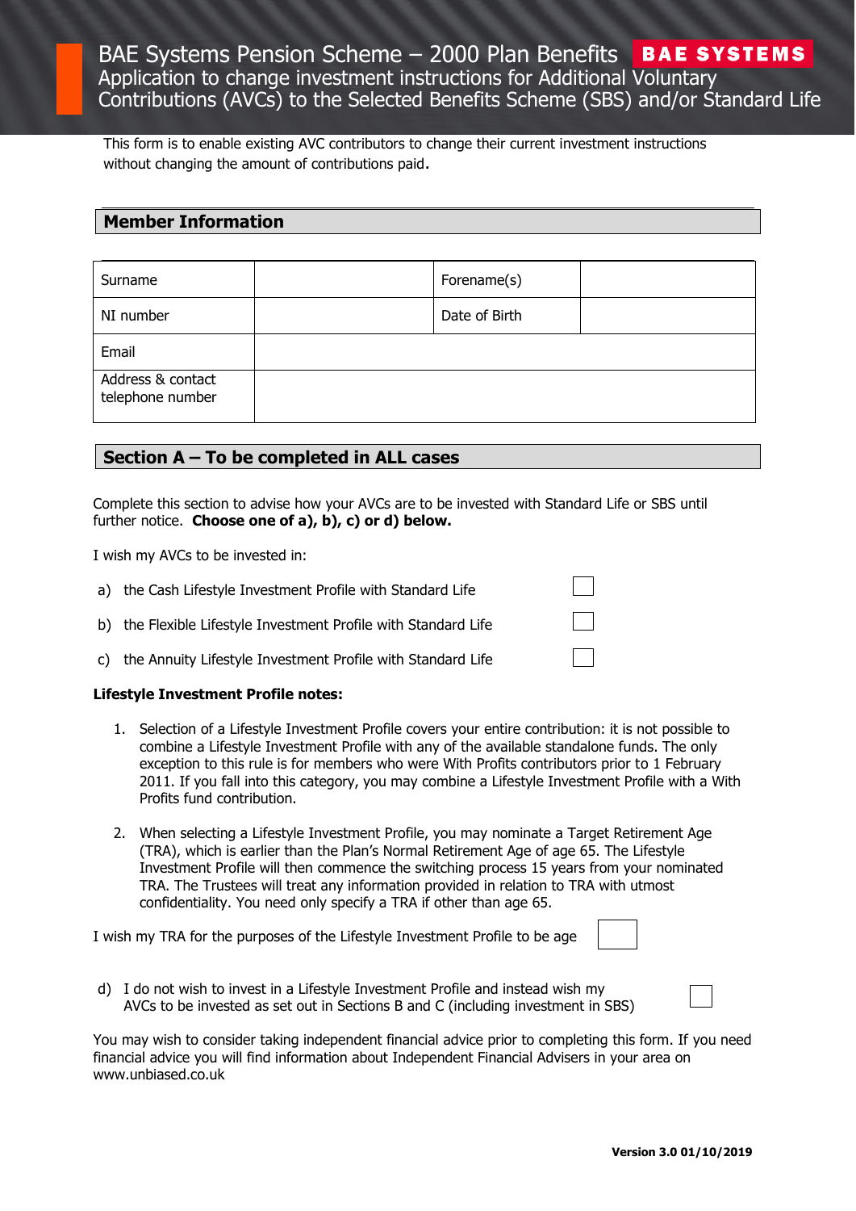# BAE Systems Pension Scheme – 2000 Plan Benefits

BAE SYSTEMS

## Application to change investment instructions for Additional Voluntary Contributions (AVCs) to the Selected Benefits Scheme (SBS) and/or Standard Life

This form is to enable existing AVC contributors to change their current investment instructions without changing the amount of contributions paid.

## Member Information

| Surname | | Forename(s) | |
|---|---|---|---|
| NI number | | Date of Birth | |
| Email | | | |
| Address & contact telephone number | | | |

## Section A – To be completed in ALL cases

Complete this section to advise how your AVCs are to be invested with Standard Life or SBS until further notice. **Choose one of a), b), c) or d) below.**

I wish my AVCs to be invested in:

a) the Cash Lifestyle Investment Profile with Standard Life ☐

b) the Flexible Lifestyle Investment Profile with Standard Life ☐

c) the Annuity Lifestyle Investment Profile with Standard Life ☐

**Lifestyle Investment Profile notes:**

1. Selection of a Lifestyle Investment Profile covers your entire contribution: it is not possible to combine a Lifestyle Investment Profile with any of the available standalone funds. The only exception to this rule is for members who were With Profits contributors prior to 1 February 2011. If you fall into this category, you may combine a Lifestyle Investment Profile with a With Profits fund contribution.

2. When selecting a Lifestyle Investment Profile, you may nominate a Target Retirement Age (TRA), which is earlier than the Plan's Normal Retirement Age of age 65. The Lifestyle Investment Profile will then commence the switching process 15 years from your nominated TRA. The Trustees will treat any information provided in relation to TRA with utmost confidentiality. You need only specify a TRA if other than age 65.

I wish my TRA for the purposes of the Lifestyle Investment Profile to be age ☐

d) I do not wish to invest in a Lifestyle Investment Profile and instead wish my AVCs to be invested as set out in Sections B and C (including investment in SBS) ☐

You may wish to consider taking independent financial advice prior to completing this form. If you need financial advice you will find information about Independent Financial Advisers in your area on www.unbiased.co.uk

**Version 3.0 01/10/2019**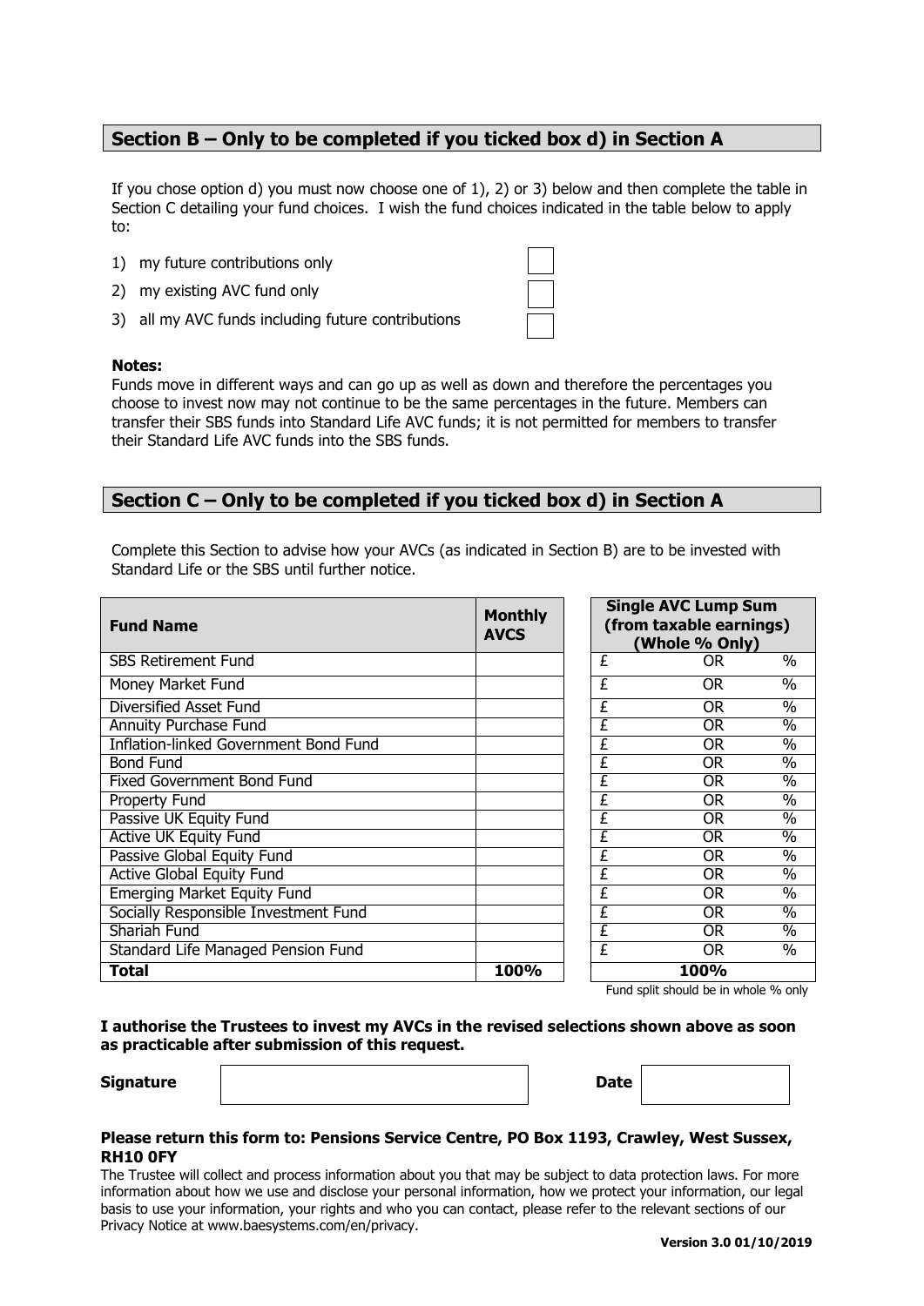## Section B – Only to be completed if you ticked box d) in Section A

If you chose option d) you must now choose one of 1), 2) or 3) below and then complete the table in Section C detailing your fund choices. I wish the fund choices indicated in the table below to apply to:

1) my future contributions only ☐
2) my existing AVC fund only ☐
3) all my AVC funds including future contributions ☐

**Notes:**
Funds move in different ways and can go up as well as down and therefore the percentages you choose to invest now may not continue to be the same percentages in the future. Members can transfer their SBS funds into Standard Life AVC funds; it is not permitted for members to transfer their Standard Life AVC funds into the SBS funds.

## Section C – Only to be completed if you ticked box d) in Section A

Complete this Section to advise how your AVCs (as indicated in Section B) are to be invested with Standard Life or the SBS until further notice.

| Fund Name | Monthly AVCS | Single AVC Lump Sum (from taxable earnings) (Whole % Only) | | |
|---|---|---|---|---|
| SBS Retirement Fund | | £ | OR | % |
| Money Market Fund | | £ | OR | % |
| Diversified Asset Fund | | £ | OR | % |
| Annuity Purchase Fund | | £ | OR | % |
| Inflation-linked Government Bond Fund | | £ | OR | % |
| Bond Fund | | £ | OR | % |
| Fixed Government Bond Fund | | £ | OR | % |
| Property Fund | | £ | OR | % |
| Passive UK Equity Fund | | £ | OR | % |
| Active UK Equity Fund | | £ | OR | % |
| Passive Global Equity Fund | | £ | OR | % |
| Active Global Equity Fund | | £ | OR | % |
| Emerging Market Equity Fund | | £ | OR | % |
| Socially Responsible Investment Fund | | £ | OR | % |
| Shariah Fund | | £ | OR | % |
| Standard Life Managed Pension Fund | | £ | OR | % |
| **Total** | **100%** | | **100%** | |

Fund split should be in whole % only

**I authorise the Trustees to invest my AVCs in the revised selections shown above as soon as practicable after submission of this request.**

**Signature** ____________________ **Date** ____________

**Please return this form to: Pensions Service Centre, PO Box 1193, Crawley, West Sussex, RH10 0FY**

The Trustee will collect and process information about you that may be subject to data protection laws. For more information about how we use and disclose your personal information, how we protect your information, our legal basis to use your information, your rights and who you can contact, please refer to the relevant sections of our Privacy Notice at www.baesystems.com/en/privacy.

**Version 3.0 01/10/2019**